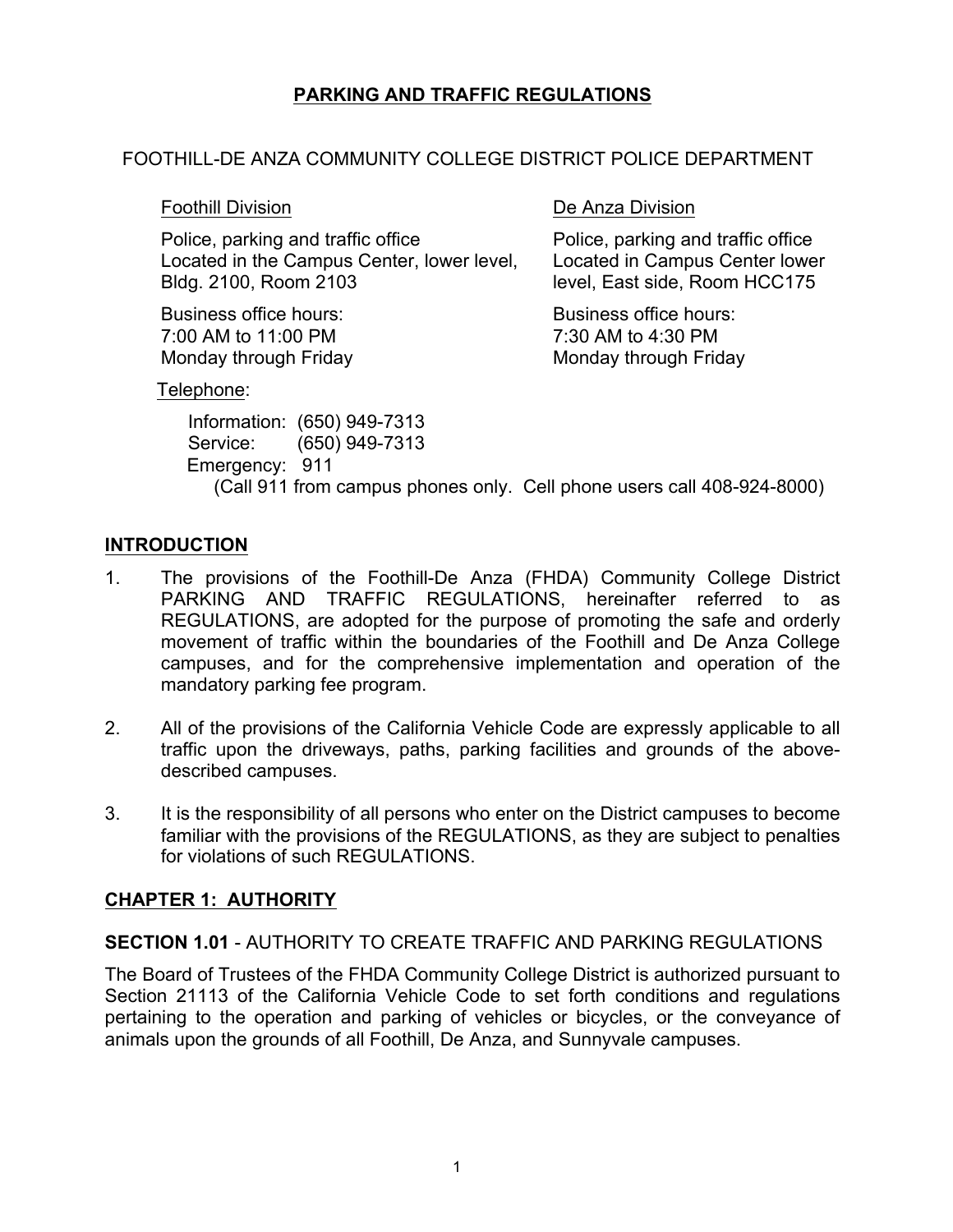# PARKING AND TRAFFIC REGULATIONS

FOOTHILL-DE ANZA COMMUNITY COLLEGE DISTRICT POLICE DEPARTMENT

**Foothill Division**

Police, parking and traffic office
Located in the Campus Center, lower level, Bldg. 2100, Room 2103

Business office hours:
7:00 AM to 11:00 PM
Monday through Friday

**De Anza Division**

Police, parking and traffic office
Located in Campus Center lower level, East side, Room HCC175

Business office hours:
7:30 AM to 4:30 PM
Monday through Friday

Telephone:

Information: (650) 949-7313
Service: (650) 949-7313
Emergency: 911
(Call 911 from campus phones only. Cell phone users call 408-924-8000)

## INTRODUCTION

1. The provisions of the Foothill-De Anza (FHDA) Community College District PARKING AND TRAFFIC REGULATIONS, hereinafter referred to as REGULATIONS, are adopted for the purpose of promoting the safe and orderly movement of traffic within the boundaries of the Foothill and De Anza College campuses, and for the comprehensive implementation and operation of the mandatory parking fee program.

2. All of the provisions of the California Vehicle Code are expressly applicable to all traffic upon the driveways, paths, parking facilities and grounds of the above-described campuses.

3. It is the responsibility of all persons who enter on the District campuses to become familiar with the provisions of the REGULATIONS, as they are subject to penalties for violations of such REGULATIONS.

## CHAPTER 1: AUTHORITY

**SECTION 1.01** - AUTHORITY TO CREATE TRAFFIC AND PARKING REGULATIONS

The Board of Trustees of the FHDA Community College District is authorized pursuant to Section 21113 of the California Vehicle Code to set forth conditions and regulations pertaining to the operation and parking of vehicles or bicycles, or the conveyance of animals upon the grounds of all Foothill, De Anza, and Sunnyvale campuses.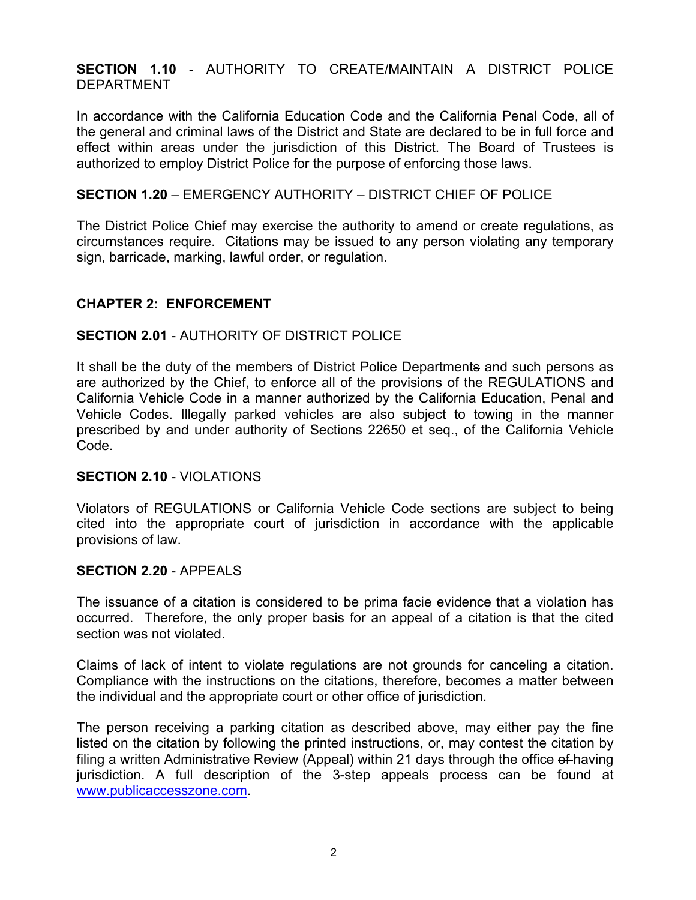**SECTION 1.10** - AUTHORITY TO CREATE/MAINTAIN A DISTRICT POLICE DEPARTMENT

In accordance with the California Education Code and the California Penal Code, all of the general and criminal laws of the District and State are declared to be in full force and effect within areas under the jurisdiction of this District. The Board of Trustees is authorized to employ District Police for the purpose of enforcing those laws.

**SECTION 1.20** – EMERGENCY AUTHORITY – DISTRICT CHIEF OF POLICE

The District Police Chief may exercise the authority to amend or create regulations, as circumstances require. Citations may be issued to any person violating any temporary sign, barricade, marking, lawful order, or regulation.

## CHAPTER 2: ENFORCEMENT

**SECTION 2.01** - AUTHORITY OF DISTRICT POLICE

It shall be the duty of the members of District Police Departments and such persons as are authorized by the Chief, to enforce all of the provisions of the REGULATIONS and California Vehicle Code in a manner authorized by the California Education, Penal and Vehicle Codes. Illegally parked vehicles are also subject to towing in the manner prescribed by and under authority of Sections 22650 et seq., of the California Vehicle Code.

**SECTION 2.10** - VIOLATIONS

Violators of REGULATIONS or California Vehicle Code sections are subject to being cited into the appropriate court of jurisdiction in accordance with the applicable provisions of law.

**SECTION 2.20** - APPEALS

The issuance of a citation is considered to be prima facie evidence that a violation has occurred. Therefore, the only proper basis for an appeal of a citation is that the cited section was not violated.

Claims of lack of intent to violate regulations are not grounds for canceling a citation. Compliance with the instructions on the citations, therefore, becomes a matter between the individual and the appropriate court or other office of jurisdiction.

The person receiving a parking citation as described above, may either pay the fine listed on the citation by following the printed instructions, or, may contest the citation by filing a written Administrative Review (Appeal) within 21 days through the office ~~of~~ having jurisdiction. A full description of the 3-step appeals process can be found at [www.publicaccesszone.com](www.publicaccesszone.com).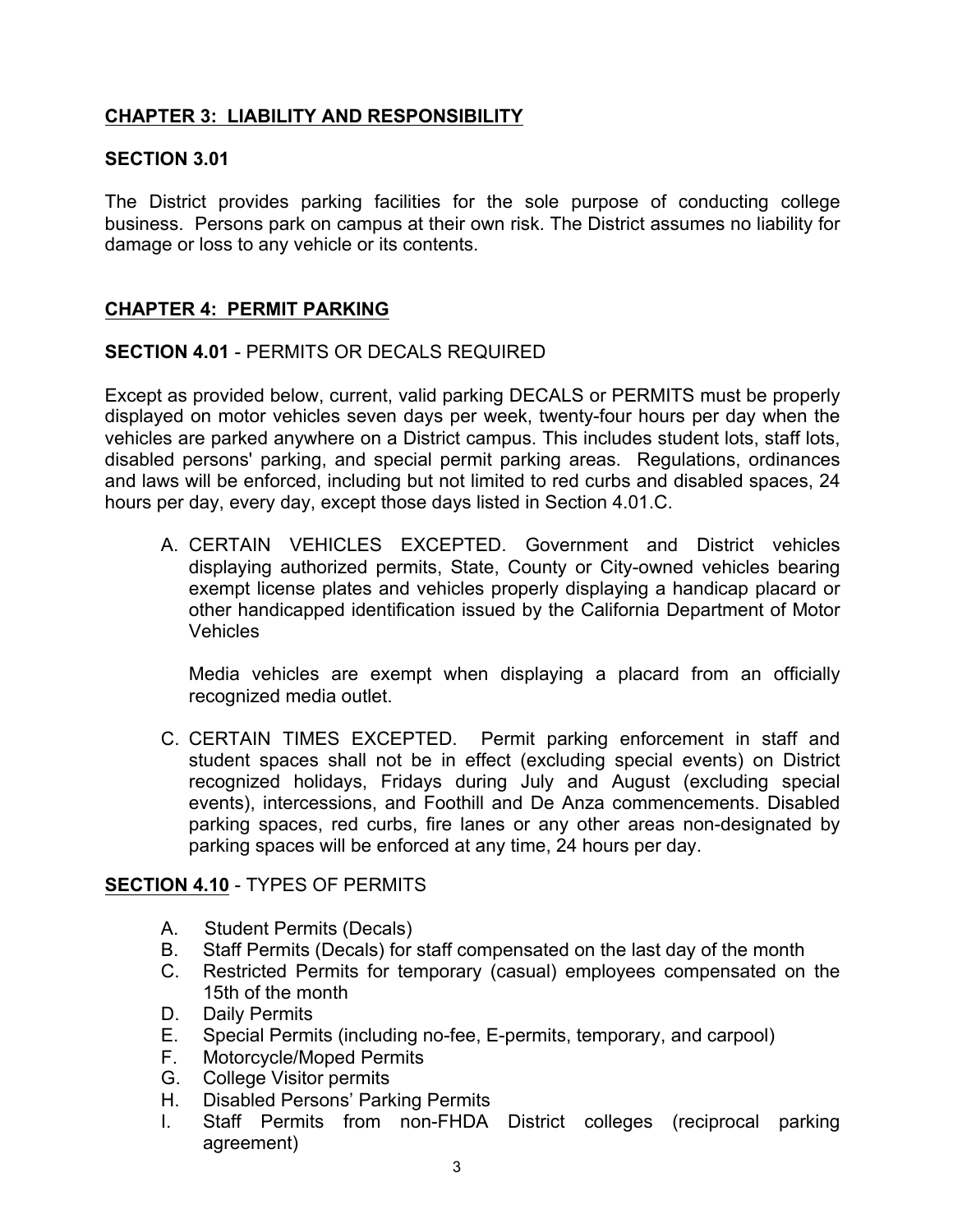## CHAPTER 3: LIABILITY AND RESPONSIBILITY

### SECTION 3.01

The District provides parking facilities for the sole purpose of conducting college business. Persons park on campus at their own risk. The District assumes no liability for damage or loss to any vehicle or its contents.

## CHAPTER 4: PERMIT PARKING

### SECTION 4.01 - PERMITS OR DECALS REQUIRED

Except as provided below, current, valid parking DECALS or PERMITS must be properly displayed on motor vehicles seven days per week, twenty-four hours per day when the vehicles are parked anywhere on a District campus. This includes student lots, staff lots, disabled persons' parking, and special permit parking areas. Regulations, ordinances and laws will be enforced, including but not limited to red curbs and disabled spaces, 24 hours per day, every day, except those days listed in Section 4.01.C.

A. CERTAIN VEHICLES EXCEPTED. Government and District vehicles displaying authorized permits, State, County or City-owned vehicles bearing exempt license plates and vehicles properly displaying a handicap placard or other handicapped identification issued by the California Department of Motor Vehicles

   Media vehicles are exempt when displaying a placard from an officially recognized media outlet.

C. CERTAIN TIMES EXCEPTED. Permit parking enforcement in staff and student spaces shall not be in effect (excluding special events) on District recognized holidays, Fridays during July and August (excluding special events), intercessions, and Foothill and De Anza commencements. Disabled parking spaces, red curbs, fire lanes or any other areas non-designated by parking spaces will be enforced at any time, 24 hours per day.

### SECTION 4.10 - TYPES OF PERMITS

A. Student Permits (Decals)
B. Staff Permits (Decals) for staff compensated on the last day of the month
C. Restricted Permits for temporary (casual) employees compensated on the 15th of the month
D. Daily Permits
E. Special Permits (including no-fee, E-permits, temporary, and carpool)
F. Motorcycle/Moped Permits
G. College Visitor permits
H. Disabled Persons' Parking Permits
I. Staff Permits from non-FHDA District colleges (reciprocal parking agreement)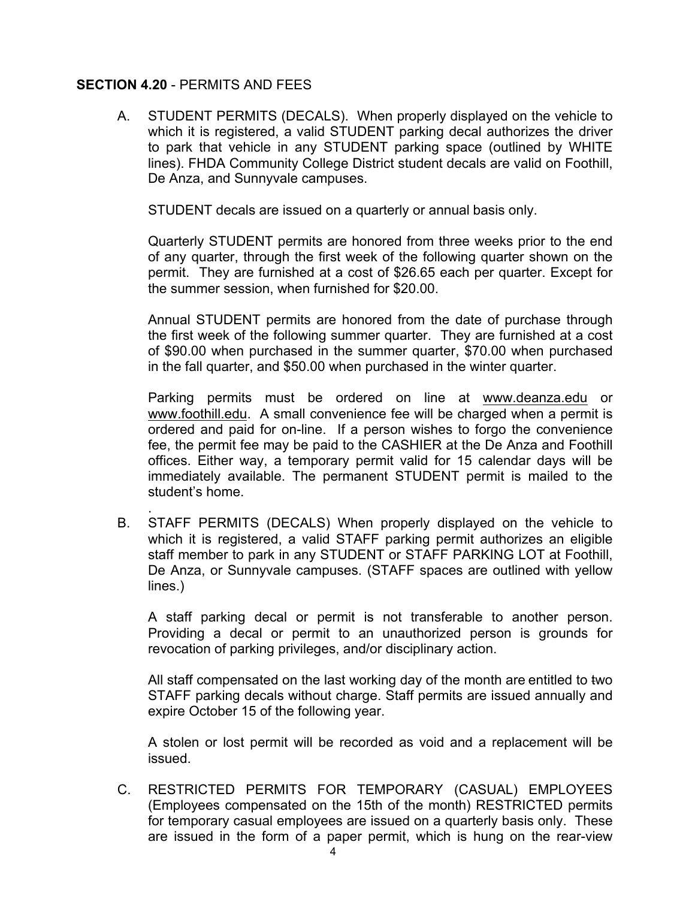**SECTION 4.20** - PERMITS AND FEES

A. STUDENT PERMITS (DECALS). When properly displayed on the vehicle to which it is registered, a valid STUDENT parking decal authorizes the driver to park that vehicle in any STUDENT parking space (outlined by WHITE lines). FHDA Community College District student decals are valid on Foothill, De Anza, and Sunnyvale campuses.

   STUDENT decals are issued on a quarterly or annual basis only.

   Quarterly STUDENT permits are honored from three weeks prior to the end of any quarter, through the first week of the following quarter shown on the permit. They are furnished at a cost of $26.65 each per quarter. Except for the summer session, when furnished for $20.00.

   Annual STUDENT permits are honored from the date of purchase through the first week of the following summer quarter. They are furnished at a cost of $90.00 when purchased in the summer quarter, $70.00 when purchased in the fall quarter, and $50.00 when purchased in the winter quarter.

   Parking permits must be ordered on line at www.deanza.edu or www.foothill.edu. A small convenience fee will be charged when a permit is ordered and paid for on-line. If a person wishes to forgo the convenience fee, the permit fee may be paid to the CASHIER at the De Anza and Foothill offices. Either way, a temporary permit valid for 15 calendar days will be immediately available. The permanent STUDENT permit is mailed to the student's home.

B. STAFF PERMITS (DECALS) When properly displayed on the vehicle to which it is registered, a valid STAFF parking permit authorizes an eligible staff member to park in any STUDENT or STAFF PARKING LOT at Foothill, De Anza, or Sunnyvale campuses. (STAFF spaces are outlined with yellow lines.)

   A staff parking decal or permit is not transferable to another person. Providing a decal or permit to an unauthorized person is grounds for revocation of parking privileges, and/or disciplinary action.

   All staff compensated on the last working day of the month are entitled to two STAFF parking decals without charge. Staff permits are issued annually and expire October 15 of the following year.

   A stolen or lost permit will be recorded as void and a replacement will be issued.

C. RESTRICTED PERMITS FOR TEMPORARY (CASUAL) EMPLOYEES (Employees compensated on the 15th of the month) RESTRICTED permits for temporary casual employees are issued on a quarterly basis only. These are issued in the form of a paper permit, which is hung on the rear-view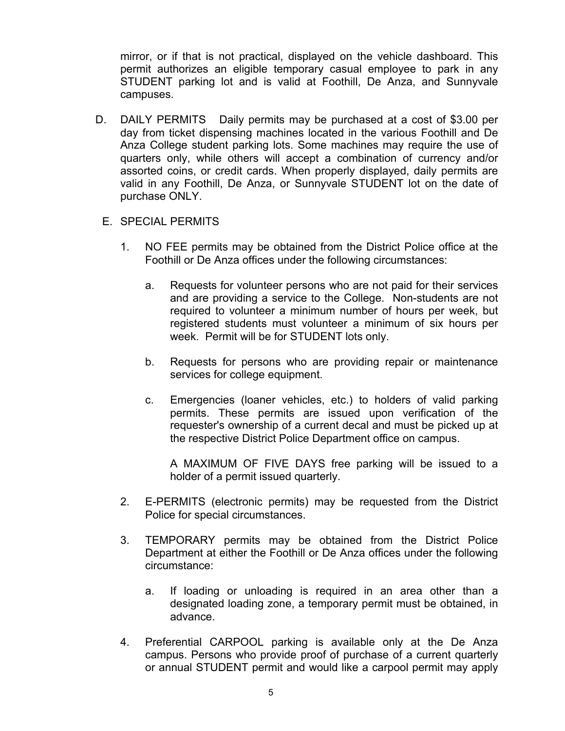mirror, or if that is not practical, displayed on the vehicle dashboard. This permit authorizes an eligible temporary casual employee to park in any STUDENT parking lot and is valid at Foothill, De Anza, and Sunnyvale campuses.

D. DAILY PERMITS Daily permits may be purchased at a cost of $3.00 per day from ticket dispensing machines located in the various Foothill and De Anza College student parking lots. Some machines may require the use of quarters only, while others will accept a combination of currency and/or assorted coins, or credit cards. When properly displayed, daily permits are valid in any Foothill, De Anza, or Sunnyvale STUDENT lot on the date of purchase ONLY.

E. SPECIAL PERMITS

1. NO FEE permits may be obtained from the District Police office at the Foothill or De Anza offices under the following circumstances:

   a. Requests for volunteer persons who are not paid for their services and are providing a service to the College. Non-students are not required to volunteer a minimum number of hours per week, but registered students must volunteer a minimum of six hours per week. Permit will be for STUDENT lots only.

   b. Requests for persons who are providing repair or maintenance services for college equipment.

   c. Emergencies (loaner vehicles, etc.) to holders of valid parking permits. These permits are issued upon verification of the requester's ownership of a current decal and must be picked up at the respective District Police Department office on campus.

      A MAXIMUM OF FIVE DAYS free parking will be issued to a holder of a permit issued quarterly.

2. E-PERMITS (electronic permits) may be requested from the District Police for special circumstances.

3. TEMPORARY permits may be obtained from the District Police Department at either the Foothill or De Anza offices under the following circumstance:

   a. If loading or unloading is required in an area other than a designated loading zone, a temporary permit must be obtained, in advance.

4. Preferential CARPOOL parking is available only at the De Anza campus. Persons who provide proof of purchase of a current quarterly or annual STUDENT permit and would like a carpool permit may apply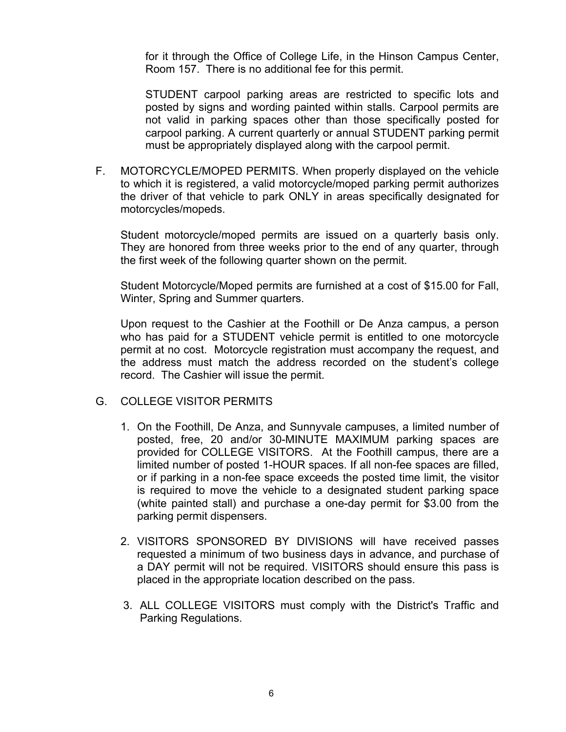for it through the Office of College Life, in the Hinson Campus Center, Room 157. There is no additional fee for this permit.

STUDENT carpool parking areas are restricted to specific lots and posted by signs and wording painted within stalls. Carpool permits are not valid in parking spaces other than those specifically posted for carpool parking. A current quarterly or annual STUDENT parking permit must be appropriately displayed along with the carpool permit.

F. MOTORCYCLE/MOPED PERMITS. When properly displayed on the vehicle to which it is registered, a valid motorcycle/moped parking permit authorizes the driver of that vehicle to park ONLY in areas specifically designated for motorcycles/mopeds.

Student motorcycle/moped permits are issued on a quarterly basis only. They are honored from three weeks prior to the end of any quarter, through the first week of the following quarter shown on the permit.

Student Motorcycle/Moped permits are furnished at a cost of $15.00 for Fall, Winter, Spring and Summer quarters.

Upon request to the Cashier at the Foothill or De Anza campus, a person who has paid for a STUDENT vehicle permit is entitled to one motorcycle permit at no cost. Motorcycle registration must accompany the request, and the address must match the address recorded on the student's college record. The Cashier will issue the permit.

G. COLLEGE VISITOR PERMITS

1. On the Foothill, De Anza, and Sunnyvale campuses, a limited number of posted, free, 20 and/or 30-MINUTE MAXIMUM parking spaces are provided for COLLEGE VISITORS. At the Foothill campus, there are a limited number of posted 1-HOUR spaces. If all non-fee spaces are filled, or if parking in a non-fee space exceeds the posted time limit, the visitor is required to move the vehicle to a designated student parking space (white painted stall) and purchase a one-day permit for $3.00 from the parking permit dispensers.

2. VISITORS SPONSORED BY DIVISIONS will have received passes requested a minimum of two business days in advance, and purchase of a DAY permit will not be required. VISITORS should ensure this pass is placed in the appropriate location described on the pass.

3. ALL COLLEGE VISITORS must comply with the District's Traffic and Parking Regulations.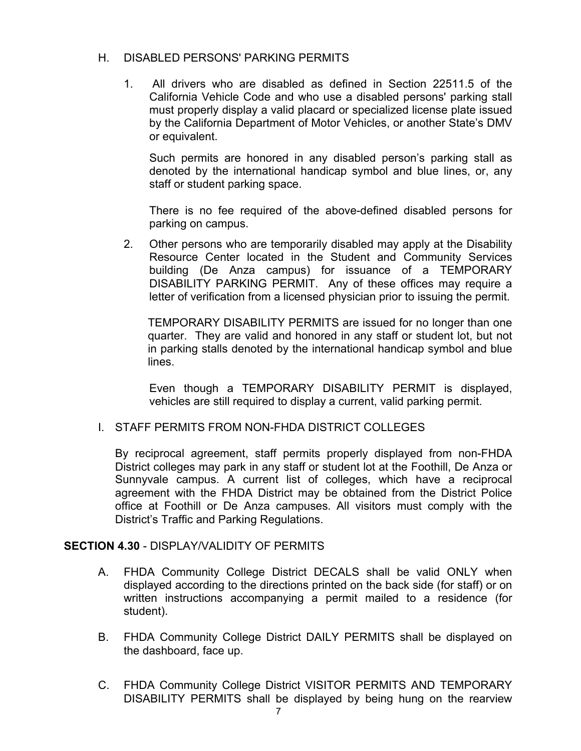H. DISABLED PERSONS' PARKING PERMITS

1. All drivers who are disabled as defined in Section 22511.5 of the California Vehicle Code and who use a disabled persons' parking stall must properly display a valid placard or specialized license plate issued by the California Department of Motor Vehicles, or another State's DMV or equivalent.

   Such permits are honored in any disabled person's parking stall as denoted by the international handicap symbol and blue lines, or, any staff or student parking space.

   There is no fee required of the above-defined disabled persons for parking on campus.

2. Other persons who are temporarily disabled may apply at the Disability Resource Center located in the Student and Community Services building (De Anza campus) for issuance of a TEMPORARY DISABILITY PARKING PERMIT. Any of these offices may require a letter of verification from a licensed physician prior to issuing the permit.

   TEMPORARY DISABILITY PERMITS are issued for no longer than one quarter. They are valid and honored in any staff or student lot, but not in parking stalls denoted by the international handicap symbol and blue lines.

   Even though a TEMPORARY DISABILITY PERMIT is displayed, vehicles are still required to display a current, valid parking permit.

I. STAFF PERMITS FROM NON-FHDA DISTRICT COLLEGES

By reciprocal agreement, staff permits properly displayed from non-FHDA District colleges may park in any staff or student lot at the Foothill, De Anza or Sunnyvale campus. A current list of colleges, which have a reciprocal agreement with the FHDA District may be obtained from the District Police office at Foothill or De Anza campuses. All visitors must comply with the District's Traffic and Parking Regulations.

**SECTION 4.30** - DISPLAY/VALIDITY OF PERMITS

A. FHDA Community College District DECALS shall be valid ONLY when displayed according to the directions printed on the back side (for staff) or on written instructions accompanying a permit mailed to a residence (for student).

B. FHDA Community College District DAILY PERMITS shall be displayed on the dashboard, face up.

C. FHDA Community College District VISITOR PERMITS AND TEMPORARY DISABILITY PERMITS shall be displayed by being hung on the rearview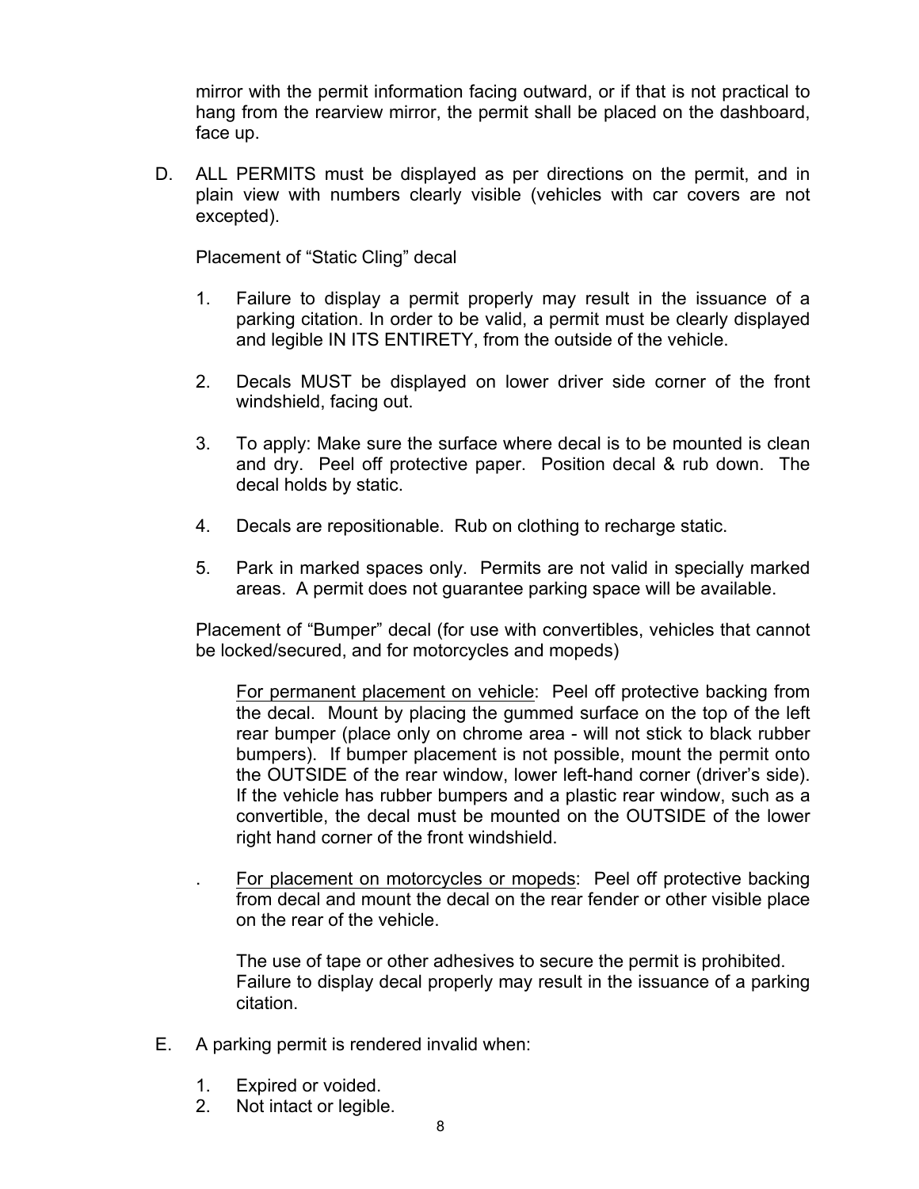mirror with the permit information facing outward, or if that is not practical to hang from the rearview mirror, the permit shall be placed on the dashboard, face up.

D. ALL PERMITS must be displayed as per directions on the permit, and in plain view with numbers clearly visible (vehicles with car covers are not excepted).

   Placement of “Static Cling” decal

   1. Failure to display a permit properly may result in the issuance of a parking citation. In order to be valid, a permit must be clearly displayed and legible IN ITS ENTIRETY, from the outside of the vehicle.

   2. Decals MUST be displayed on lower driver side corner of the front windshield, facing out.

   3. To apply: Make sure the surface where decal is to be mounted is clean and dry. Peel off protective paper. Position decal & rub down. The decal holds by static.

   4. Decals are repositionable. Rub on clothing to recharge static.

   5. Park in marked spaces only. Permits are not valid in specially marked areas. A permit does not guarantee parking space will be available.

   Placement of “Bumper” decal (for use with convertibles, vehicles that cannot be locked/secured, and for motorcycles and mopeds)

   <u>For permanent placement on vehicle</u>: Peel off protective backing from the decal. Mount by placing the gummed surface on the top of the left rear bumper (place only on chrome area - will not stick to black rubber bumpers). If bumper placement is not possible, mount the permit onto the OUTSIDE of the rear window, lower left-hand corner (driver’s side). If the vehicle has rubber bumpers and a plastic rear window, such as a convertible, the decal must be mounted on the OUTSIDE of the lower right hand corner of the front windshield.

   . <u>For placement on motorcycles or mopeds</u>: Peel off protective backing from decal and mount the decal on the rear fender or other visible place on the rear of the vehicle.

   The use of tape or other adhesives to secure the permit is prohibited. Failure to display decal properly may result in the issuance of a parking citation.

E. A parking permit is rendered invalid when:

   1. Expired or voided.
   2. Not intact or legible.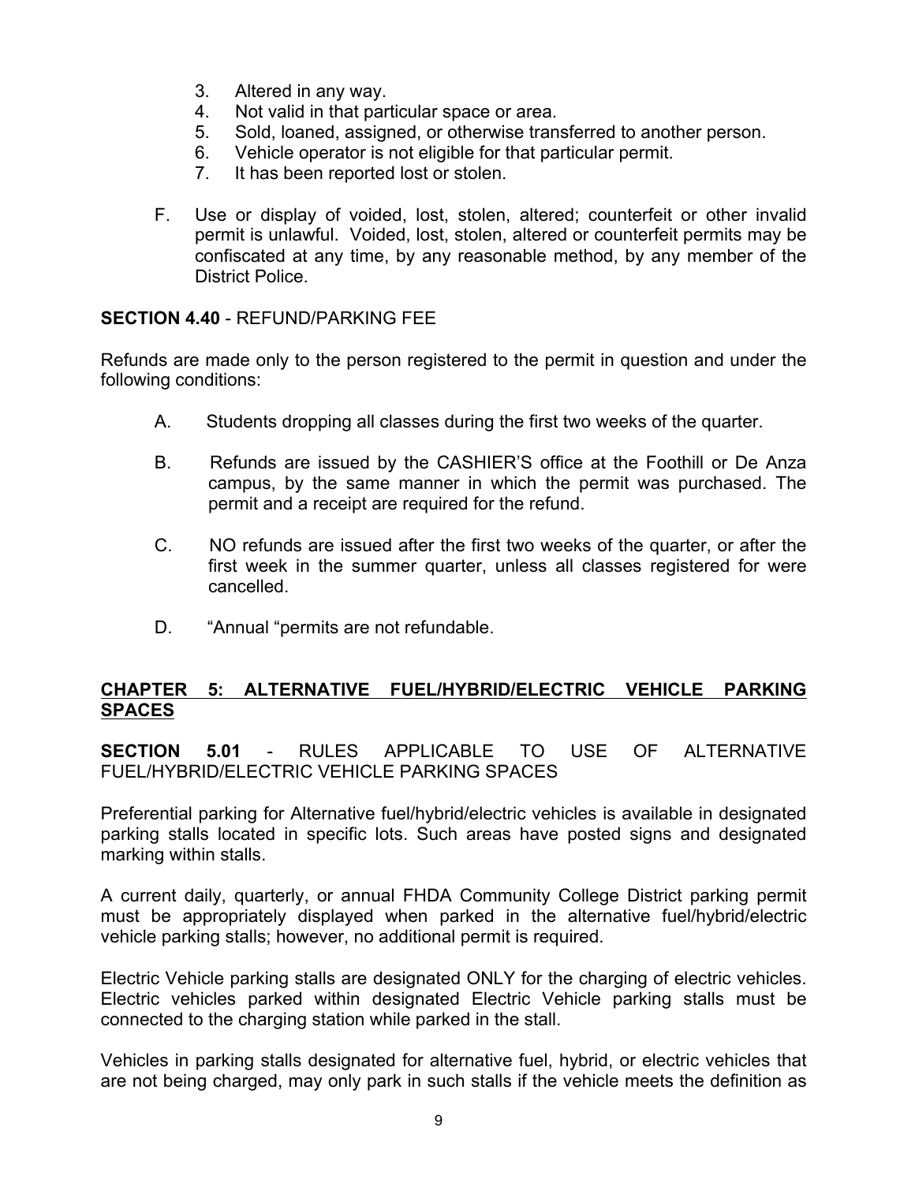3. Altered in any way.
4. Not valid in that particular space or area.
5. Sold, loaned, assigned, or otherwise transferred to another person.
6. Vehicle operator is not eligible for that particular permit.
7. It has been reported lost or stolen.

F. Use or display of voided, lost, stolen, altered; counterfeit or other invalid permit is unlawful. Voided, lost, stolen, altered or counterfeit permits may be confiscated at any time, by any reasonable method, by any member of the District Police.

**SECTION 4.40** - REFUND/PARKING FEE

Refunds are made only to the person registered to the permit in question and under the following conditions:

A. Students dropping all classes during the first two weeks of the quarter.

B. Refunds are issued by the CASHIER'S office at the Foothill or De Anza campus, by the same manner in which the permit was purchased. The permit and a receipt are required for the refund.

C. NO refunds are issued after the first two weeks of the quarter, or after the first week in the summer quarter, unless all classes registered for were cancelled.

D. "Annual "permits are not refundable.

## CHAPTER 5: ALTERNATIVE FUEL/HYBRID/ELECTRIC VEHICLE PARKING SPACES

**SECTION 5.01** - RULES APPLICABLE TO USE OF ALTERNATIVE FUEL/HYBRID/ELECTRIC VEHICLE PARKING SPACES

Preferential parking for Alternative fuel/hybrid/electric vehicles is available in designated parking stalls located in specific lots. Such areas have posted signs and designated marking within stalls.

A current daily, quarterly, or annual FHDA Community College District parking permit must be appropriately displayed when parked in the alternative fuel/hybrid/electric vehicle parking stalls; however, no additional permit is required.

Electric Vehicle parking stalls are designated ONLY for the charging of electric vehicles. Electric vehicles parked within designated Electric Vehicle parking stalls must be connected to the charging station while parked in the stall.

Vehicles in parking stalls designated for alternative fuel, hybrid, or electric vehicles that are not being charged, may only park in such stalls if the vehicle meets the definition as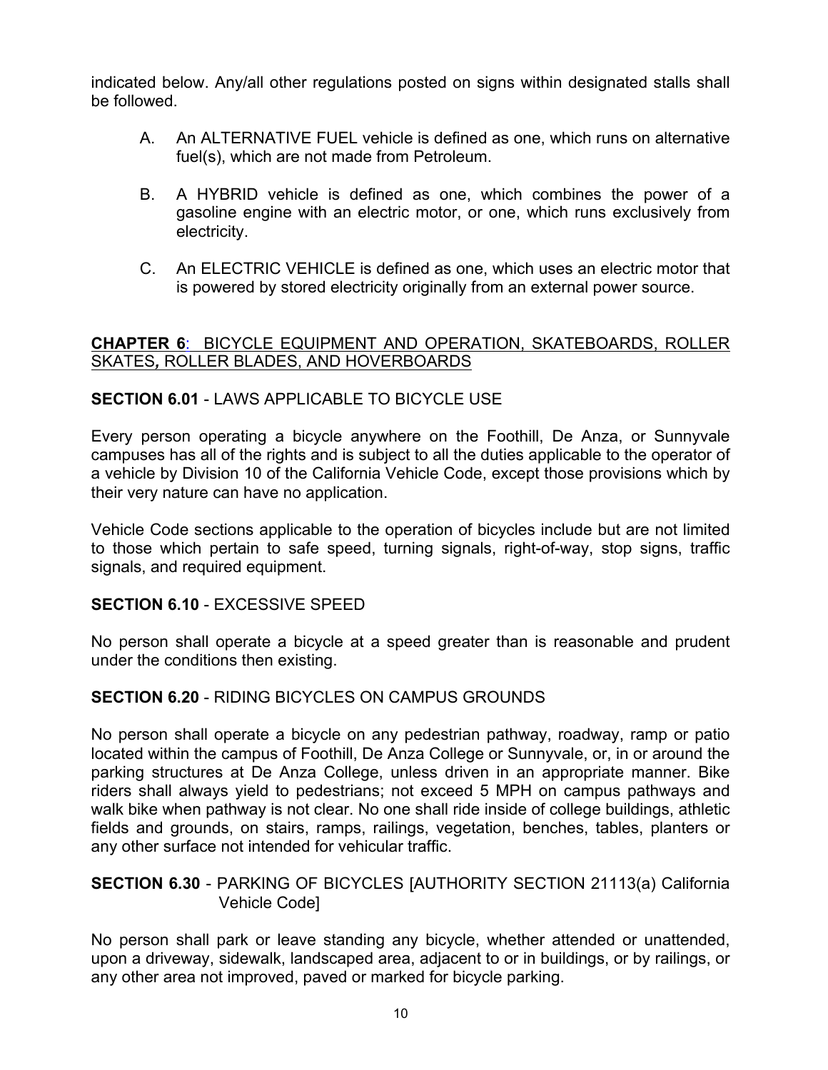indicated below. Any/all other regulations posted on signs within designated stalls shall be followed.

A. An ALTERNATIVE FUEL vehicle is defined as one, which runs on alternative fuel(s), which are not made from Petroleum.

B. A HYBRID vehicle is defined as one, which combines the power of a gasoline engine with an electric motor, or one, which runs exclusively from electricity.

C. An ELECTRIC VEHICLE is defined as one, which uses an electric motor that is powered by stored electricity originally from an external power source.

## **CHAPTER 6**: BICYCLE EQUIPMENT AND OPERATION, SKATEBOARDS, ROLLER SKATES, ROLLER BLADES, AND HOVERBOARDS

### **SECTION 6.01** - LAWS APPLICABLE TO BICYCLE USE

Every person operating a bicycle anywhere on the Foothill, De Anza, or Sunnyvale campuses has all of the rights and is subject to all the duties applicable to the operator of a vehicle by Division 10 of the California Vehicle Code, except those provisions which by their very nature can have no application.

Vehicle Code sections applicable to the operation of bicycles include but are not limited to those which pertain to safe speed, turning signals, right-of-way, stop signs, traffic signals, and required equipment.

### **SECTION 6.10** - EXCESSIVE SPEED

No person shall operate a bicycle at a speed greater than is reasonable and prudent under the conditions then existing.

### **SECTION 6.20** - RIDING BICYCLES ON CAMPUS GROUNDS

No person shall operate a bicycle on any pedestrian pathway, roadway, ramp or patio located within the campus of Foothill, De Anza College or Sunnyvale, or, in or around the parking structures at De Anza College, unless driven in an appropriate manner. Bike riders shall always yield to pedestrians; not exceed 5 MPH on campus pathways and walk bike when pathway is not clear. No one shall ride inside of college buildings, athletic fields and grounds, on stairs, ramps, railings, vegetation, benches, tables, planters or any other surface not intended for vehicular traffic.

### **SECTION 6.30** - PARKING OF BICYCLES [AUTHORITY SECTION 21113(a) California Vehicle Code]

No person shall park or leave standing any bicycle, whether attended or unattended, upon a driveway, sidewalk, landscaped area, adjacent to or in buildings, or by railings, or any other area not improved, paved or marked for bicycle parking.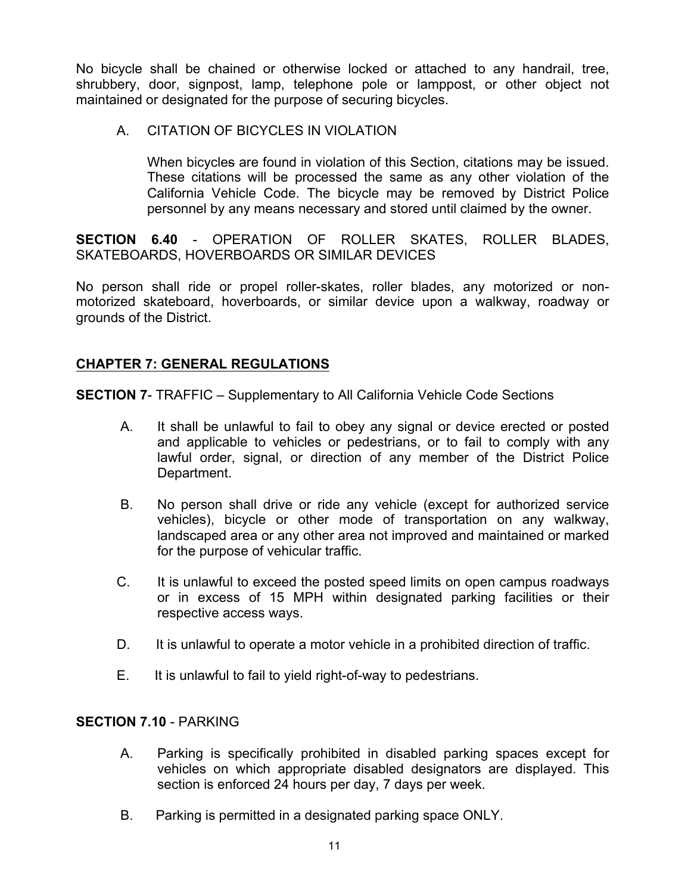No bicycle shall be chained or otherwise locked or attached to any handrail, tree, shrubbery, door, signpost, lamp, telephone pole or lamppost, or other object not maintained or designated for the purpose of securing bicycles.

A. CITATION OF BICYCLES IN VIOLATION

When bicycles are found in violation of this Section, citations may be issued. These citations will be processed the same as any other violation of the California Vehicle Code. The bicycle may be removed by District Police personnel by any means necessary and stored until claimed by the owner.

**SECTION 6.40** - OPERATION OF ROLLER SKATES, ROLLER BLADES, SKATEBOARDS, HOVERBOARDS OR SIMILAR DEVICES

No person shall ride or propel roller-skates, roller blades, any motorized or non-motorized skateboard, hoverboards, or similar device upon a walkway, roadway or grounds of the District.

## CHAPTER 7: GENERAL REGULATIONS

**SECTION 7**- TRAFFIC – Supplementary to All California Vehicle Code Sections

A. It shall be unlawful to fail to obey any signal or device erected or posted and applicable to vehicles or pedestrians, or to fail to comply with any lawful order, signal, or direction of any member of the District Police Department.

B. No person shall drive or ride any vehicle (except for authorized service vehicles), bicycle or other mode of transportation on any walkway, landscaped area or any other area not improved and maintained or marked for the purpose of vehicular traffic.

C. It is unlawful to exceed the posted speed limits on open campus roadways or in excess of 15 MPH within designated parking facilities or their respective access ways.

D. It is unlawful to operate a motor vehicle in a prohibited direction of traffic.

E. It is unlawful to fail to yield right-of-way to pedestrians.

**SECTION 7.10** - PARKING

A. Parking is specifically prohibited in disabled parking spaces except for vehicles on which appropriate disabled designators are displayed. This section is enforced 24 hours per day, 7 days per week.

B. Parking is permitted in a designated parking space ONLY.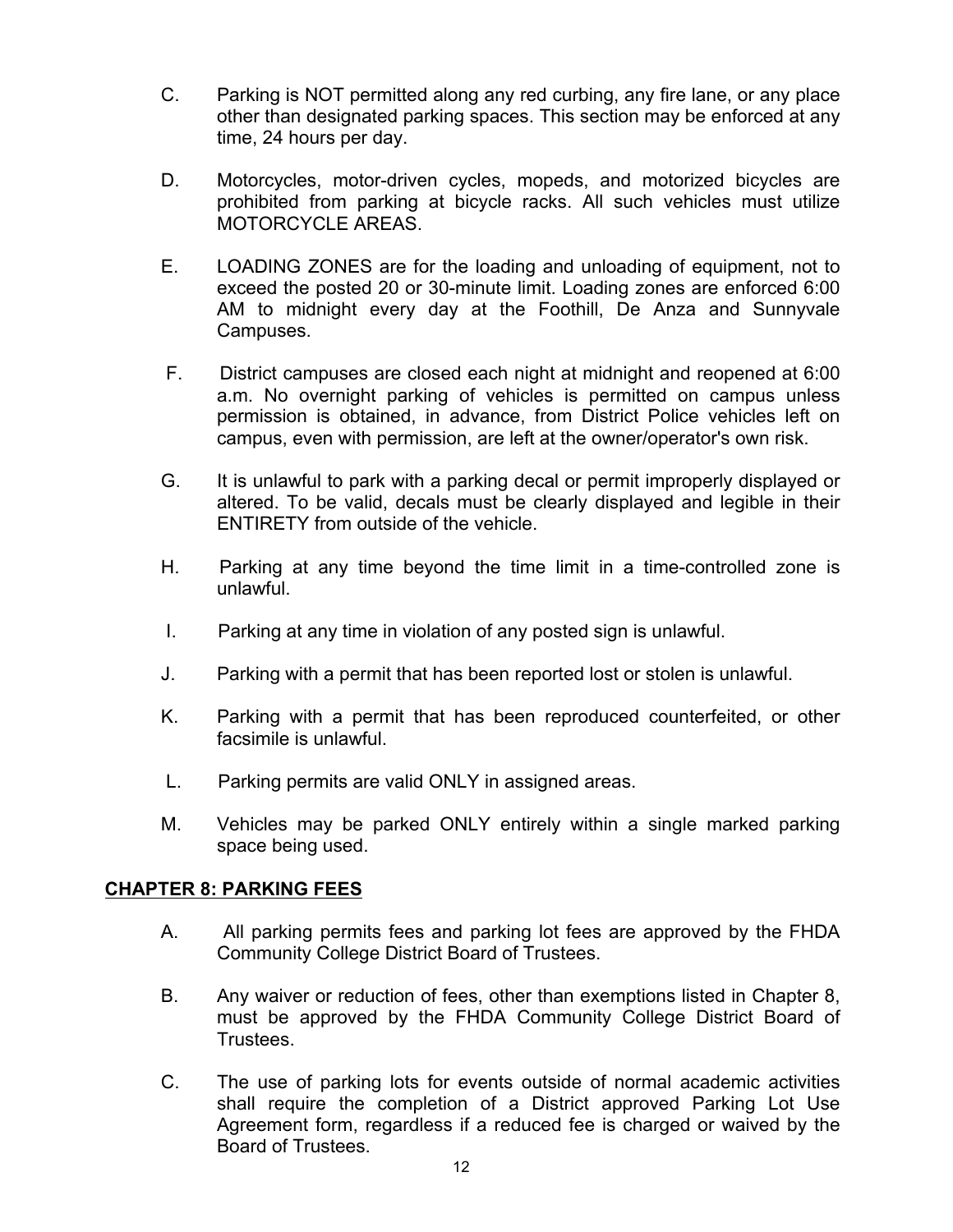C. Parking is NOT permitted along any red curbing, any fire lane, or any place other than designated parking spaces. This section may be enforced at any time, 24 hours per day.

D. Motorcycles, motor-driven cycles, mopeds, and motorized bicycles are prohibited from parking at bicycle racks. All such vehicles must utilize MOTORCYCLE AREAS.

E. LOADING ZONES are for the loading and unloading of equipment, not to exceed the posted 20 or 30-minute limit. Loading zones are enforced 6:00 AM to midnight every day at the Foothill, De Anza and Sunnyvale Campuses.

F. District campuses are closed each night at midnight and reopened at 6:00 a.m. No overnight parking of vehicles is permitted on campus unless permission is obtained, in advance, from District Police vehicles left on campus, even with permission, are left at the owner/operator's own risk.

G. It is unlawful to park with a parking decal or permit improperly displayed or altered. To be valid, decals must be clearly displayed and legible in their ENTIRETY from outside of the vehicle.

H. Parking at any time beyond the time limit in a time-controlled zone is unlawful.

I. Parking at any time in violation of any posted sign is unlawful.

J. Parking with a permit that has been reported lost or stolen is unlawful.

K. Parking with a permit that has been reproduced counterfeited, or other facsimile is unlawful.

L. Parking permits are valid ONLY in assigned areas.

M. Vehicles may be parked ONLY entirely within a single marked parking space being used.

## CHAPTER 8: PARKING FEES

A. All parking permits fees and parking lot fees are approved by the FHDA Community College District Board of Trustees.

B. Any waiver or reduction of fees, other than exemptions listed in Chapter 8, must be approved by the FHDA Community College District Board of Trustees.

C. The use of parking lots for events outside of normal academic activities shall require the completion of a District approved Parking Lot Use Agreement form, regardless if a reduced fee is charged or waived by the Board of Trustees.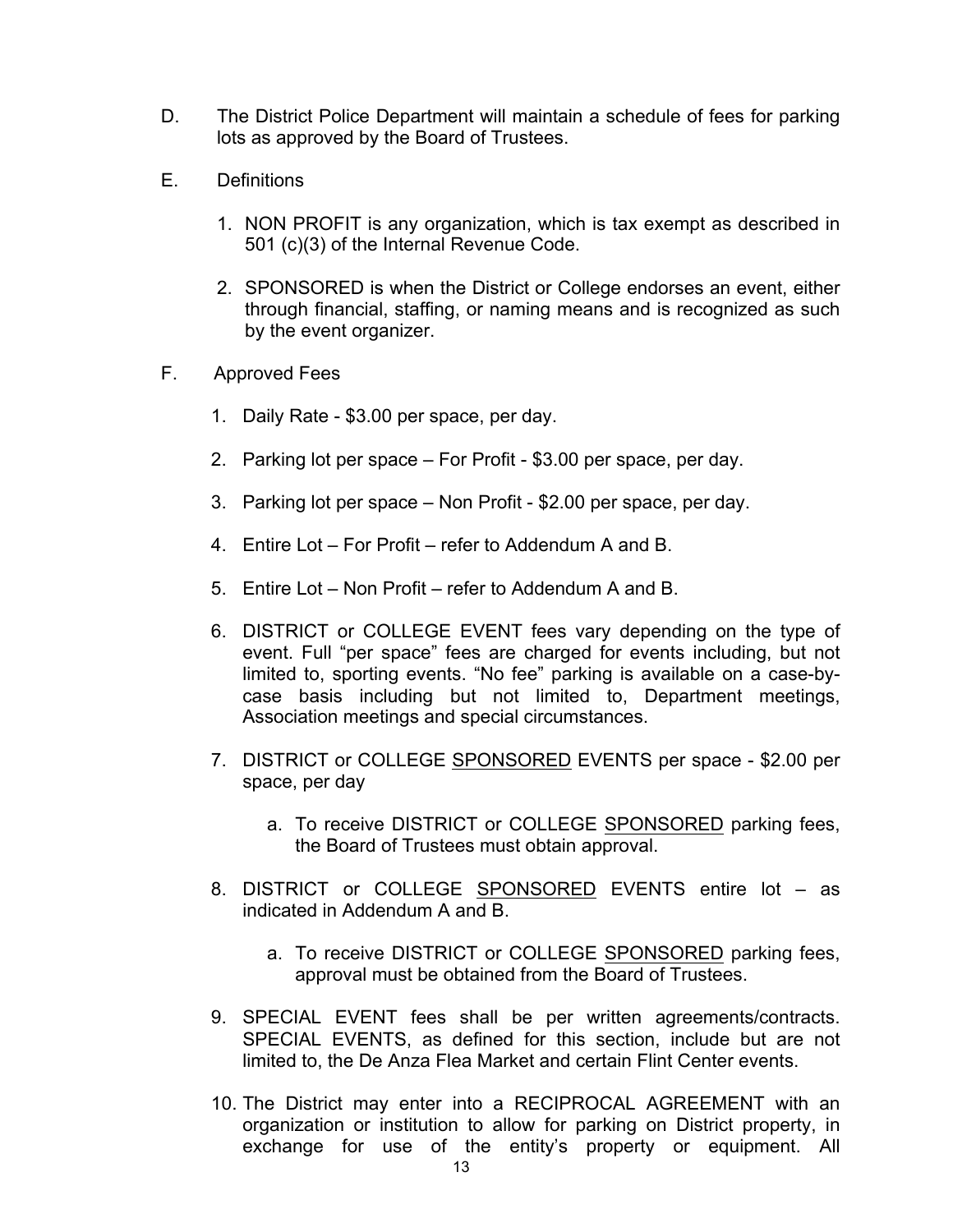D. The District Police Department will maintain a schedule of fees for parking lots as approved by the Board of Trustees.

E. Definitions

1. NON PROFIT is any organization, which is tax exempt as described in 501 (c)(3) of the Internal Revenue Code.
2. SPONSORED is when the District or College endorses an event, either through financial, staffing, or naming means and is recognized as such by the event organizer.

F. Approved Fees

1. Daily Rate - $3.00 per space, per day.
2. Parking lot per space – For Profit - $3.00 per space, per day.
3. Parking lot per space – Non Profit - $2.00 per space, per day.
4. Entire Lot – For Profit – refer to Addendum A and B.
5. Entire Lot – Non Profit – refer to Addendum A and B.
6. DISTRICT or COLLEGE EVENT fees vary depending on the type of event. Full "per space" fees are charged for events including, but not limited to, sporting events. "No fee" parking is available on a case-by-case basis including but not limited to, Department meetings, Association meetings and special circumstances.
7. DISTRICT or COLLEGE <u>SPONSORED</u> EVENTS per space - $2.00 per space, per day
   a. To receive DISTRICT or COLLEGE <u>SPONSORED</u> parking fees, the Board of Trustees must obtain approval.
8. DISTRICT or COLLEGE <u>SPONSORED</u> EVENTS entire lot – as indicated in Addendum A and B.
   a. To receive DISTRICT or COLLEGE <u>SPONSORED</u> parking fees, approval must be obtained from the Board of Trustees.
9. SPECIAL EVENT fees shall be per written agreements/contracts. SPECIAL EVENTS, as defined for this section, include but are not limited to, the De Anza Flea Market and certain Flint Center events.
10. The District may enter into a RECIPROCAL AGREEMENT with an organization or institution to allow for parking on District property, in exchange for use of the entity's property or equipment. All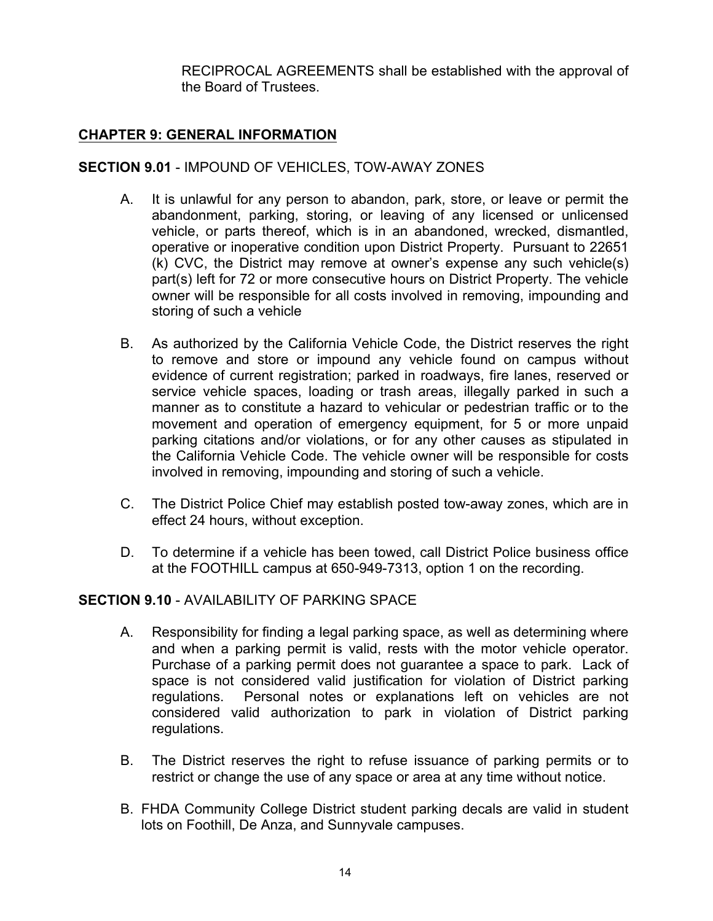RECIPROCAL AGREEMENTS shall be established with the approval of the Board of Trustees.

## CHAPTER 9: GENERAL INFORMATION

**SECTION 9.01** - IMPOUND OF VEHICLES, TOW-AWAY ZONES

A. It is unlawful for any person to abandon, park, store, or leave or permit the abandonment, parking, storing, or leaving of any licensed or unlicensed vehicle, or parts thereof, which is in an abandoned, wrecked, dismantled, operative or inoperative condition upon District Property. Pursuant to 22651 (k) CVC, the District may remove at owner's expense any such vehicle(s) part(s) left for 72 or more consecutive hours on District Property. The vehicle owner will be responsible for all costs involved in removing, impounding and storing of such a vehicle

B. As authorized by the California Vehicle Code, the District reserves the right to remove and store or impound any vehicle found on campus without evidence of current registration; parked in roadways, fire lanes, reserved or service vehicle spaces, loading or trash areas, illegally parked in such a manner as to constitute a hazard to vehicular or pedestrian traffic or to the movement and operation of emergency equipment, for 5 or more unpaid parking citations and/or violations, or for any other causes as stipulated in the California Vehicle Code. The vehicle owner will be responsible for costs involved in removing, impounding and storing of such a vehicle.

C. The District Police Chief may establish posted tow-away zones, which are in effect 24 hours, without exception.

D. To determine if a vehicle has been towed, call District Police business office at the FOOTHILL campus at 650-949-7313, option 1 on the recording.

**SECTION 9.10** - AVAILABILITY OF PARKING SPACE

A. Responsibility for finding a legal parking space, as well as determining where and when a parking permit is valid, rests with the motor vehicle operator. Purchase of a parking permit does not guarantee a space to park. Lack of space is not considered valid justification for violation of District parking regulations. Personal notes or explanations left on vehicles are not considered valid authorization to park in violation of District parking regulations.

B. The District reserves the right to refuse issuance of parking permits or to restrict or change the use of any space or area at any time without notice.

B. FHDA Community College District student parking decals are valid in student lots on Foothill, De Anza, and Sunnyvale campuses.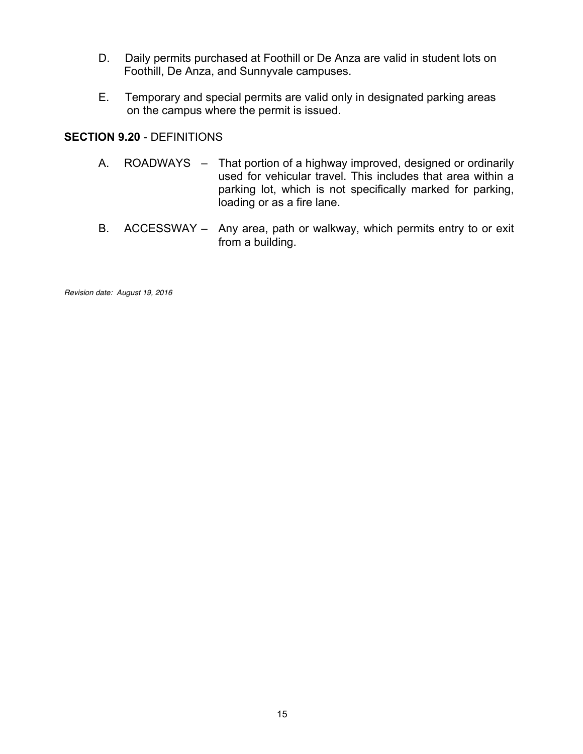D. Daily permits purchased at Foothill or De Anza are valid in student lots on Foothill, De Anza, and Sunnyvale campuses.

E. Temporary and special permits are valid only in designated parking areas on the campus where the permit is issued.

**SECTION 9.20** - DEFINITIONS

A. ROADWAYS – That portion of a highway improved, designed or ordinarily used for vehicular travel. This includes that area within a parking lot, which is not specifically marked for parking, loading or as a fire lane.

B. ACCESSWAY – Any area, path or walkway, which permits entry to or exit from a building.

*Revision date: August 19, 2016*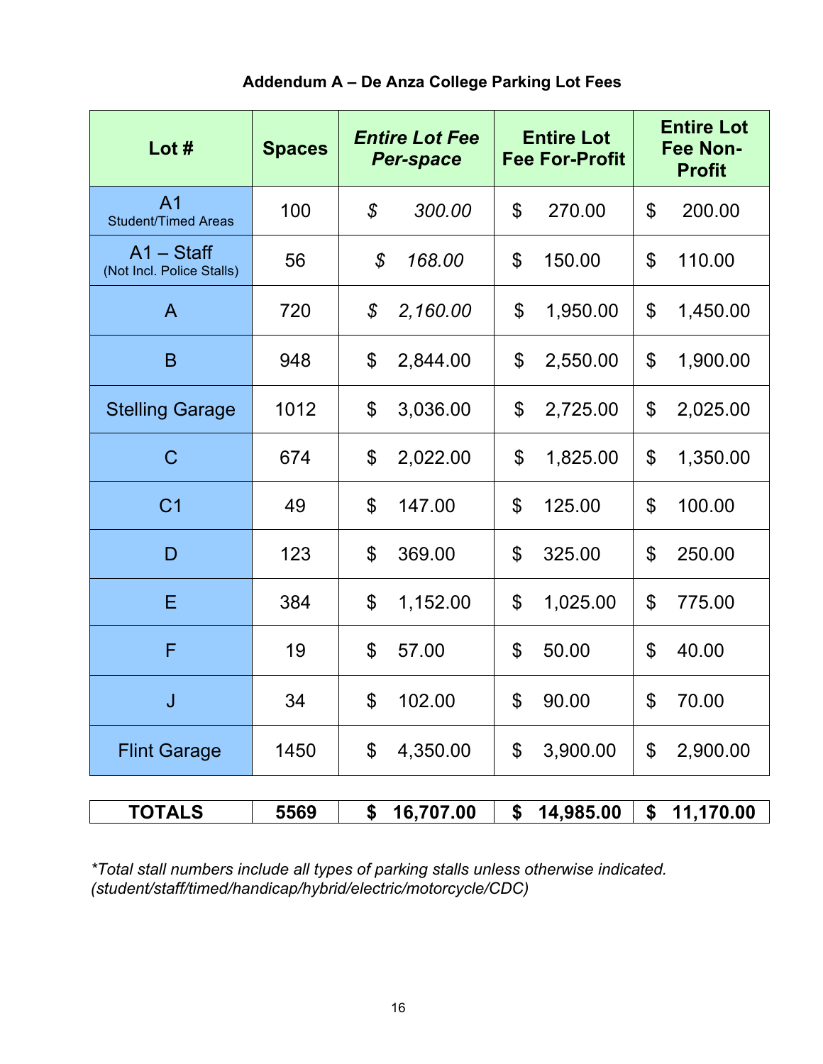**Addendum A – De Anza College Parking Lot Fees**

| Lot # | Spaces | *Entire Lot Fee Per-space* | Entire Lot Fee For-Profit | Entire Lot Fee Non-Profit |
|---|---|---|---|---|
| A1 Student/Timed Areas | 100 | *$ 300.00* | $ 270.00 | $ 200.00 |
| A1 – Staff (Not Incl. Police Stalls) | 56 | *$ 168.00* | $ 150.00 | $ 110.00 |
| A | 720 | *$ 2,160.00* | $ 1,950.00 | $ 1,450.00 |
| B | 948 | $ 2,844.00 | $ 2,550.00 | $ 1,900.00 |
| Stelling Garage | 1012 | $ 3,036.00 | $ 2,725.00 | $ 2,025.00 |
| C | 674 | $ 2,022.00 | $ 1,825.00 | $ 1,350.00 |
| C1 | 49 | $ 147.00 | $ 125.00 | $ 100.00 |
| D | 123 | $ 369.00 | $ 325.00 | $ 250.00 |
| E | 384 | $ 1,152.00 | $ 1,025.00 | $ 775.00 |
| F | 19 | $ 57.00 | $ 50.00 | $ 40.00 |
| J | 34 | $ 102.00 | $ 90.00 | $ 70.00 |
| Flint Garage | 1450 | $ 4,350.00 | $ 3,900.00 | $ 2,900.00 |
| **TOTALS** | **5569** | **$ 16,707.00** | **$ 14,985.00** | **$ 11,170.00** |

*\*Total stall numbers include all types of parking stalls unless otherwise indicated. (student/staff/timed/handicap/hybrid/electric/motorcycle/CDC)*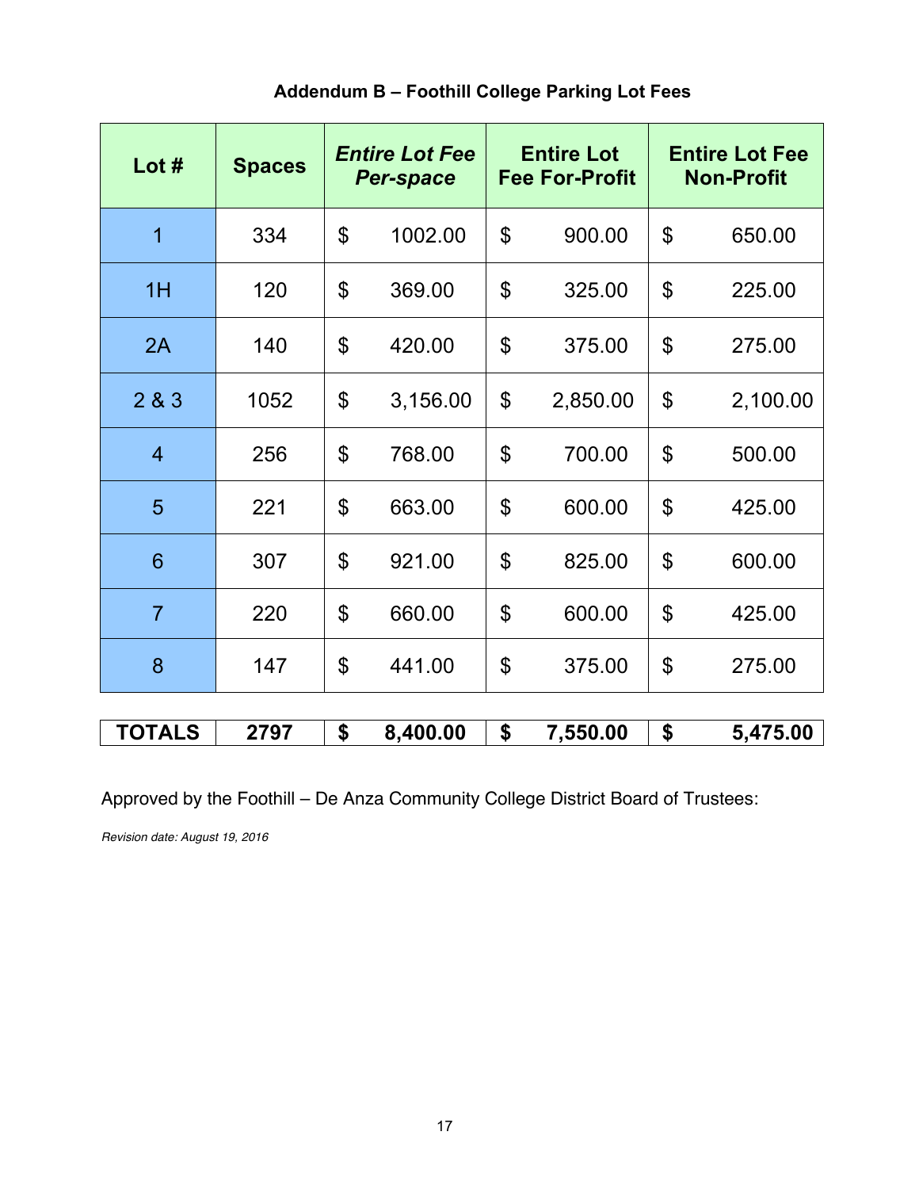**Addendum B – Foothill College Parking Lot Fees**

| Lot # | Spaces | *Entire Lot Fee Per-space* | Entire Lot Fee For-Profit | Entire Lot Fee Non-Profit |
|---|---|---|---|---|
| 1 | 334 | $ 1002.00 | $ 900.00 | $ 650.00 |
| 1H | 120 | $ 369.00 | $ 325.00 | $ 225.00 |
| 2A | 140 | $ 420.00 | $ 375.00 | $ 275.00 |
| 2 & 3 | 1052 | $ 3,156.00 | $ 2,850.00 | $ 2,100.00 |
| 4 | 256 | $ 768.00 | $ 700.00 | $ 500.00 |
| 5 | 221 | $ 663.00 | $ 600.00 | $ 425.00 |
| 6 | 307 | $ 921.00 | $ 825.00 | $ 600.00 |
| 7 | 220 | $ 660.00 | $ 600.00 | $ 425.00 |
| 8 | 147 | $ 441.00 | $ 375.00 | $ 275.00 |
| **TOTALS** | **2797** | **$ 8,400.00** | **$ 7,550.00** | **$ 5,475.00** |

Approved by the Foothill – De Anza Community College District Board of Trustees:

*Revision date: August 19, 2016*